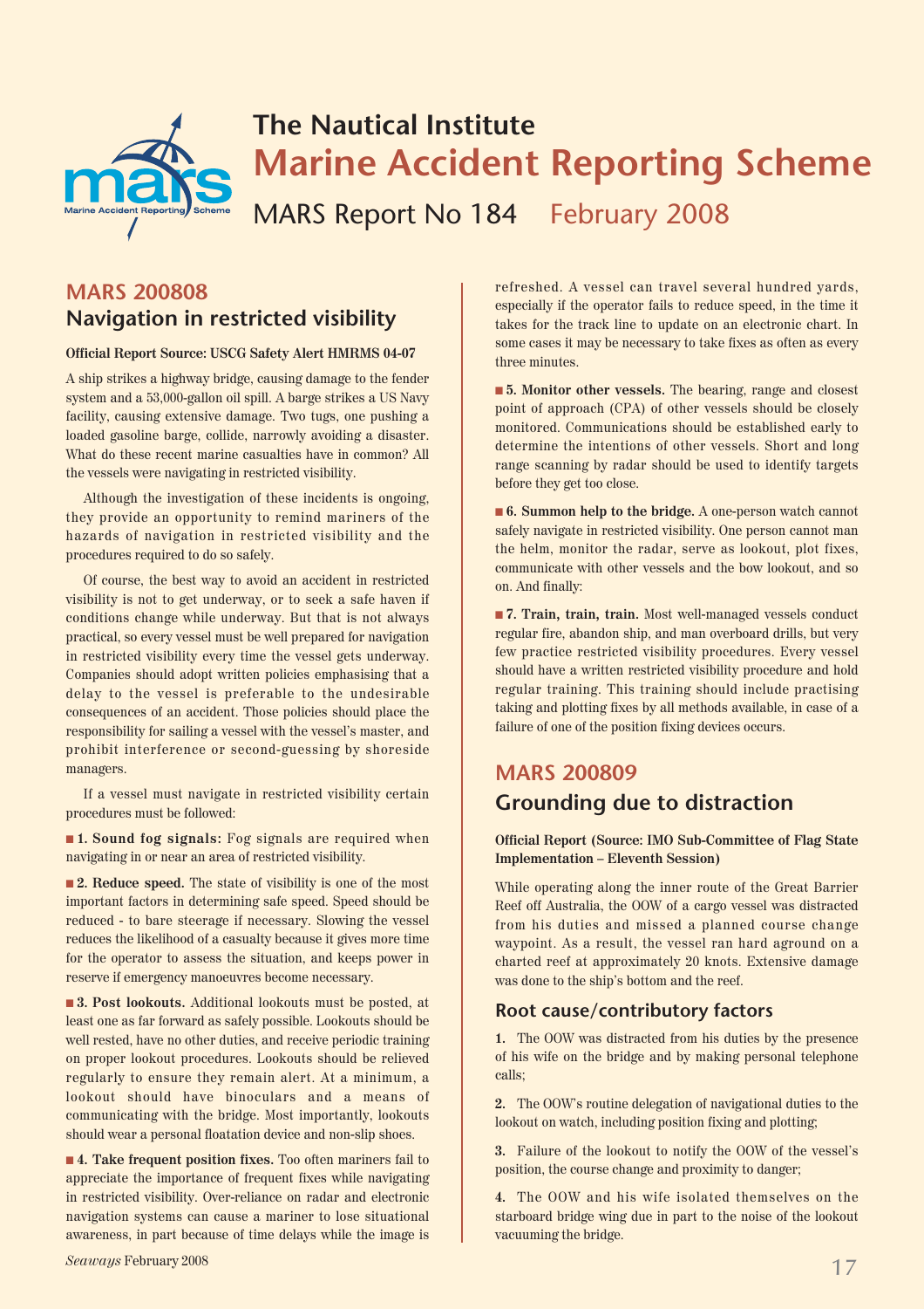# The Nautical Institute
# Marine Accident Reporting Scheme
## MARS Report No 184 February 2008

## MARS 200808
## Navigation in restricted visibility

**Official Report Source: USCG Safety Alert HMRMS 04-07**

A ship strikes a highway bridge, causing damage to the fender system and a 53,000-gallon oil spill. A barge strikes a US Navy facility, causing extensive damage. Two tugs, one pushing a loaded gasoline barge, collide, narrowly avoiding a disaster. What do these recent marine casualties have in common? All the vessels were navigating in restricted visibility.

Although the investigation of these incidents is ongoing, they provide an opportunity to remind mariners of the hazards of navigation in restricted visibility and the procedures required to do so safely.

Of course, the best way to avoid an accident in restricted visibility is not to get underway, or to seek a safe haven if conditions change while underway. But that is not always practical, so every vessel must be well prepared for navigation in restricted visibility every time the vessel gets underway. Companies should adopt written policies emphasising that a delay to the vessel is preferable to the undesirable consequences of an accident. Those policies should place the responsibility for sailing a vessel with the vessel's master, and prohibit interference or second-guessing by shoreside managers.

If a vessel must navigate in restricted visibility certain procedures must be followed:

■ **1. Sound fog signals:** Fog signals are required when navigating in or near an area of restricted visibility.

■ **2. Reduce speed.** The state of visibility is one of the most important factors in determining safe speed. Speed should be reduced - to bare steerage if necessary. Slowing the vessel reduces the likelihood of a casualty because it gives more time for the operator to assess the situation, and keeps power in reserve if emergency manoeuvres become necessary.

■ **3. Post lookouts.** Additional lookouts must be posted, at least one as far forward as safely possible. Lookouts should be well rested, have no other duties, and receive periodic training on proper lookout procedures. Lookouts should be relieved regularly to ensure they remain alert. At a minimum, a lookout should have binoculars and a means of communicating with the bridge. Most importantly, lookouts should wear a personal floatation device and non-slip shoes.

■ **4. Take frequent position fixes.** Too often mariners fail to appreciate the importance of frequent fixes while navigating in restricted visibility. Over-reliance on radar and electronic navigation systems can cause a mariner to lose situational awareness, in part because of time delays while the image is refreshed. A vessel can travel several hundred yards, especially if the operator fails to reduce speed, in the time it takes for the track line to update on an electronic chart. In some cases it may be necessary to take fixes as often as every three minutes.

■ **5. Monitor other vessels.** The bearing, range and closest point of approach (CPA) of other vessels should be closely monitored. Communications should be established early to determine the intentions of other vessels. Short and long range scanning by radar should be used to identify targets before they get too close.

■ **6. Summon help to the bridge.** A one-person watch cannot safely navigate in restricted visibility. One person cannot man the helm, monitor the radar, serve as lookout, plot fixes, communicate with other vessels and the bow lookout, and so on. And finally:

■ **7. Train, train, train.** Most well-managed vessels conduct regular fire, abandon ship, and man overboard drills, but very few practice restricted visibility procedures. Every vessel should have a written restricted visibility procedure and hold regular training. This training should include practising taking and plotting fixes by all methods available, in case of a failure of one of the position fixing devices occurs.

## MARS 200809
## Grounding due to distraction

**Official Report (Source: IMO Sub-Committee of Flag State Implementation – Eleventh Session)**

While operating along the inner route of the Great Barrier Reef off Australia, the OOW of a cargo vessel was distracted from his duties and missed a planned course change waypoint. As a result, the vessel ran hard aground on a charted reef at approximately 20 knots. Extensive damage was done to the ship's bottom and the reef.

### Root cause/contributory factors

**1.** The OOW was distracted from his duties by the presence of his wife on the bridge and by making personal telephone calls;

**2.** The OOW's routine delegation of navigational duties to the lookout on watch, including position fixing and plotting;

**3.** Failure of the lookout to notify the OOW of the vessel's position, the course change and proximity to danger;

**4.** The OOW and his wife isolated themselves on the starboard bridge wing due in part to the noise of the lookout vacuuming the bridge.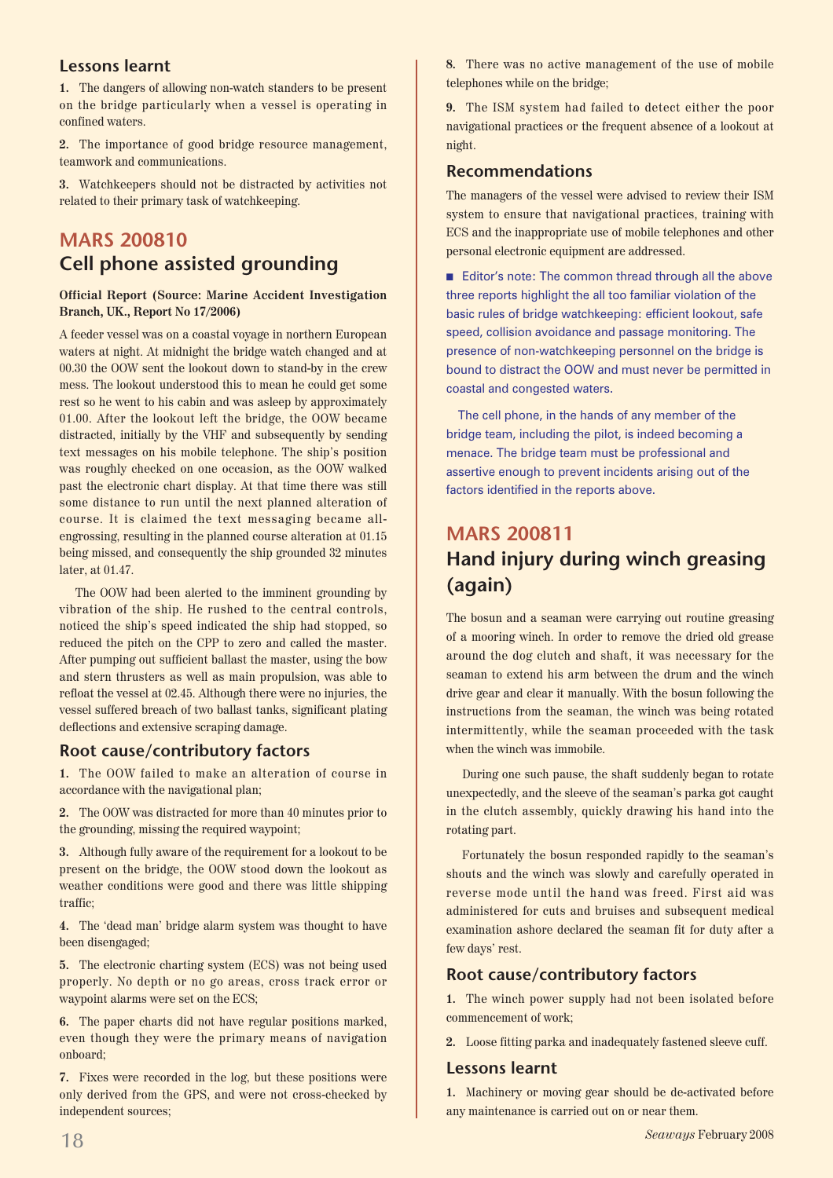### Lessons learnt

**1.** The dangers of allowing non-watch standers to be present on the bridge particularly when a vessel is operating in confined waters.

**2.** The importance of good bridge resource management, teamwork and communications.

**3.** Watchkeepers should not be distracted by activities not related to their primary task of watchkeeping.

## MARS 200810
## Cell phone assisted grounding

**Official Report (Source: Marine Accident Investigation Branch, UK., Report No 17/2006)**

A feeder vessel was on a coastal voyage in northern European waters at night. At midnight the bridge watch changed and at 00.30 the OOW sent the lookout down to stand-by in the crew mess. The lookout understood this to mean he could get some rest so he went to his cabin and was asleep by approximately 01.00. After the lookout left the bridge, the OOW became distracted, initially by the VHF and subsequently by sending text messages on his mobile telephone. The ship's position was roughly checked on one occasion, as the OOW walked past the electronic chart display. At that time there was still some distance to run until the next planned alteration of course. It is claimed the text messaging became all-engrossing, resulting in the planned course alteration at 01.15 being missed, and consequently the ship grounded 32 minutes later, at 01.47.

The OOW had been alerted to the imminent grounding by vibration of the ship. He rushed to the central controls, noticed the ship's speed indicated the ship had stopped, so reduced the pitch on the CPP to zero and called the master. After pumping out sufficient ballast the master, using the bow and stern thrusters as well as main propulsion, was able to refloat the vessel at 02.45. Although there were no injuries, the vessel suffered breach of two ballast tanks, significant plating deflections and extensive scraping damage.

### Root cause/contributory factors

**1.** The OOW failed to make an alteration of course in accordance with the navigational plan;

**2.** The OOW was distracted for more than 40 minutes prior to the grounding, missing the required waypoint;

**3.** Although fully aware of the requirement for a lookout to be present on the bridge, the OOW stood down the lookout as weather conditions were good and there was little shipping traffic;

**4.** The 'dead man' bridge alarm system was thought to have been disengaged;

**5.** The electronic charting system (ECS) was not being used properly. No depth or no go areas, cross track error or waypoint alarms were set on the ECS;

**6.** The paper charts did not have regular positions marked, even though they were the primary means of navigation onboard;

**7.** Fixes were recorded in the log, but these positions were only derived from the GPS, and were not cross-checked by independent sources;

**8.** There was no active management of the use of mobile telephones while on the bridge;

**9.** The ISM system had failed to detect either the poor navigational practices or the frequent absence of a lookout at night.

### Recommendations

The managers of the vessel were advised to review their ISM system to ensure that navigational practices, training with ECS and the inappropriate use of mobile telephones and other personal electronic equipment are addressed.

■ Editor's note: The common thread through all the above three reports highlight the all too familiar violation of the basic rules of bridge watchkeeping: efficient lookout, safe speed, collision avoidance and passage monitoring. The presence of non-watchkeeping personnel on the bridge is bound to distract the OOW and must never be permitted in coastal and congested waters.

The cell phone, in the hands of any member of the bridge team, including the pilot, is indeed becoming a menace. The bridge team must be professional and assertive enough to prevent incidents arising out of the factors identified in the reports above.

## MARS 200811
## Hand injury during winch greasing (again)

The bosun and a seaman were carrying out routine greasing of a mooring winch. In order to remove the dried old grease around the dog clutch and shaft, it was necessary for the seaman to extend his arm between the drum and the winch drive gear and clear it manually. With the bosun following the instructions from the seaman, the winch was being rotated intermittently, while the seaman proceeded with the task when the winch was immobile.

During one such pause, the shaft suddenly began to rotate unexpectedly, and the sleeve of the seaman's parka got caught in the clutch assembly, quickly drawing his hand into the rotating part.

Fortunately the bosun responded rapidly to the seaman's shouts and the winch was slowly and carefully operated in reverse mode until the hand was freed. First aid was administered for cuts and bruises and subsequent medical examination ashore declared the seaman fit for duty after a few days' rest.

### Root cause/contributory factors

**1.** The winch power supply had not been isolated before commencement of work;

**2.** Loose fitting parka and inadequately fastened sleeve cuff.

### Lessons learnt

**1.** Machinery or moving gear should be de-activated before any maintenance is carried out on or near them.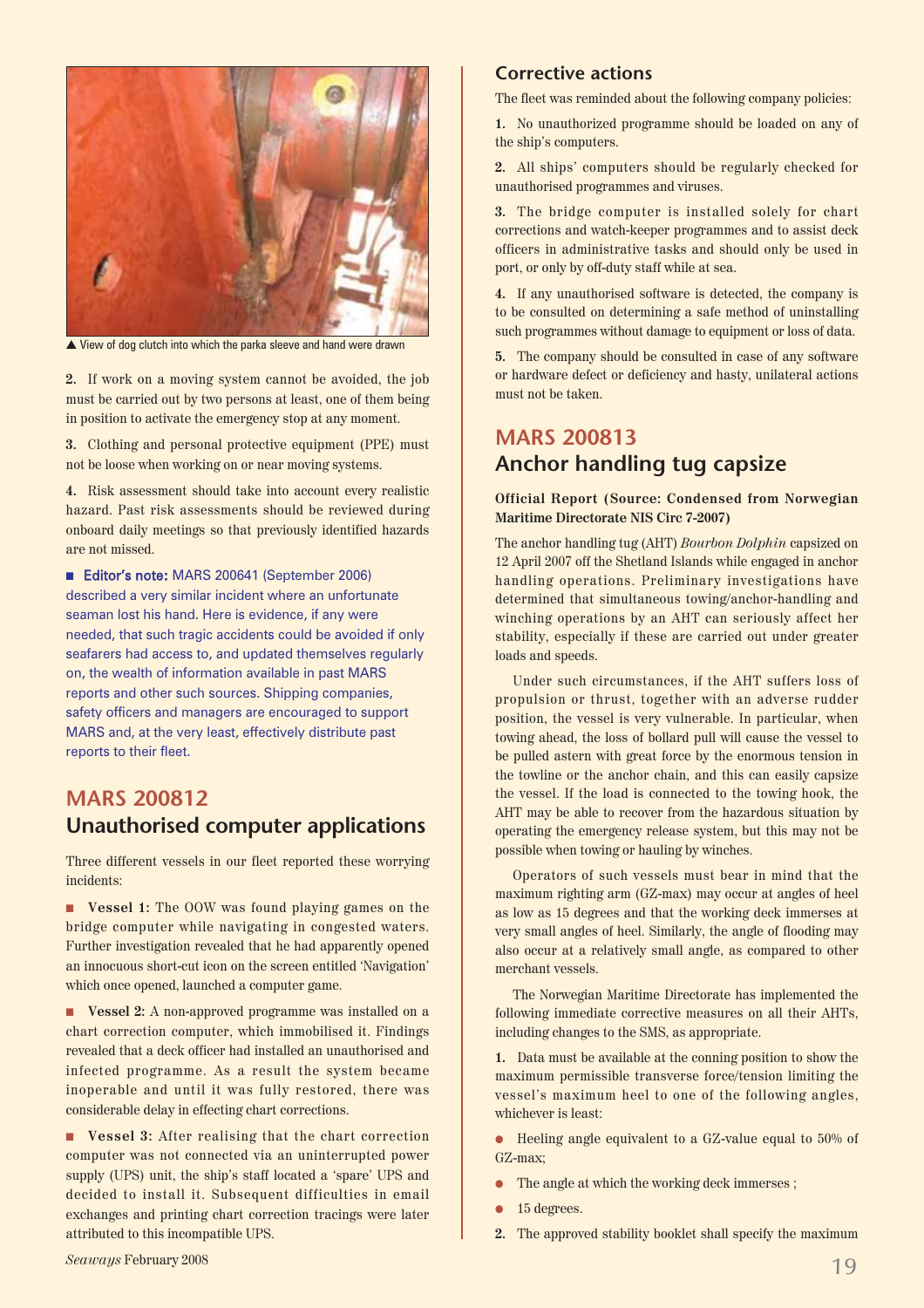▲ View of dog clutch into which the parka sleeve and hand were drawn

**2.** If work on a moving system cannot be avoided, the job must be carried out by two persons at least, one of them being in position to activate the emergency stop at any moment.

**3.** Clothing and personal protective equipment (PPE) must not be loose when working on or near moving systems.

**4.** Risk assessment should take into account every realistic hazard. Past risk assessments should be reviewed during onboard daily meetings so that previously identified hazards are not missed.

■ **Editor's note:** MARS 200641 (September 2006) described a very similar incident where an unfortunate seaman lost his hand. Here is evidence, if any were needed, that such tragic accidents could be avoided if only seafarers had access to, and updated themselves regularly on, the wealth of information available in past MARS reports and other such sources. Shipping companies, safety officers and managers are encouraged to support MARS and, at the very least, effectively distribute past reports to their fleet.

## MARS 200812
## Unauthorised computer applications

Three different vessels in our fleet reported these worrying incidents:

■ **Vessel 1:** The OOW was found playing games on the bridge computer while navigating in congested waters. Further investigation revealed that he had apparently opened an innocuous short-cut icon on the screen entitled 'Navigation' which once opened, launched a computer game.

■ **Vessel 2:** A non-approved programme was installed on a chart correction computer, which immobilised it. Findings revealed that a deck officer had installed an unauthorised and infected programme. As a result the system became inoperable and until it was fully restored, there was considerable delay in effecting chart corrections.

■ **Vessel 3:** After realising that the chart correction computer was not connected via an uninterrupted power supply (UPS) unit, the ship's staff located a 'spare' UPS and decided to install it. Subsequent difficulties in email exchanges and printing chart correction tracings were later attributed to this incompatible UPS.

### Corrective actions

The fleet was reminded about the following company policies:

**1.** No unauthorized programme should be loaded on any of the ship's computers.

**2.** All ships' computers should be regularly checked for unauthorised programmes and viruses.

**3.** The bridge computer is installed solely for chart corrections and watch-keeper programmes and to assist deck officers in administrative tasks and should only be used in port, or only by off-duty staff while at sea.

**4.** If any unauthorised software is detected, the company is to be consulted on determining a safe method of uninstalling such programmes without damage to equipment or loss of data.

**5.** The company should be consulted in case of any software or hardware defect or deficiency and hasty, unilateral actions must not be taken.

## MARS 200813
## Anchor handling tug capsize

**Official Report (Source: Condensed from Norwegian Maritime Directorate NIS Circ 7-2007)**

The anchor handling tug (AHT) *Bourbon Dolphin* capsized on 12 April 2007 off the Shetland Islands while engaged in anchor handling operations. Preliminary investigations have determined that simultaneous towing/anchor-handling and winching operations by an AHT can seriously affect her stability, especially if these are carried out under greater loads and speeds.

Under such circumstances, if the AHT suffers loss of propulsion or thrust, together with an adverse rudder position, the vessel is very vulnerable. In particular, when towing ahead, the loss of bollard pull will cause the vessel to be pulled astern with great force by the enormous tension in the towline or the anchor chain, and this can easily capsize the vessel. If the load is connected to the towing hook, the AHT may be able to recover from the hazardous situation by operating the emergency release system, but this may not be possible when towing or hauling by winches.

Operators of such vessels must bear in mind that the maximum righting arm (GZ-max) may occur at angles of heel as low as 15 degrees and that the working deck immerses at very small angles of heel. Similarly, the angle of flooding may also occur at a relatively small angle, as compared to other merchant vessels.

The Norwegian Maritime Directorate has implemented the following immediate corrective measures on all their AHTs, including changes to the SMS, as appropriate.

**1.** Data must be available at the conning position to show the maximum permissible transverse force/tension limiting the vessel's maximum heel to one of the following angles, whichever is least:

- Heeling angle equivalent to a GZ-value equal to 50% of GZ-max;
- The angle at which the working deck immerses ;
- 15 degrees.

**2.** The approved stability booklet shall specify the maximum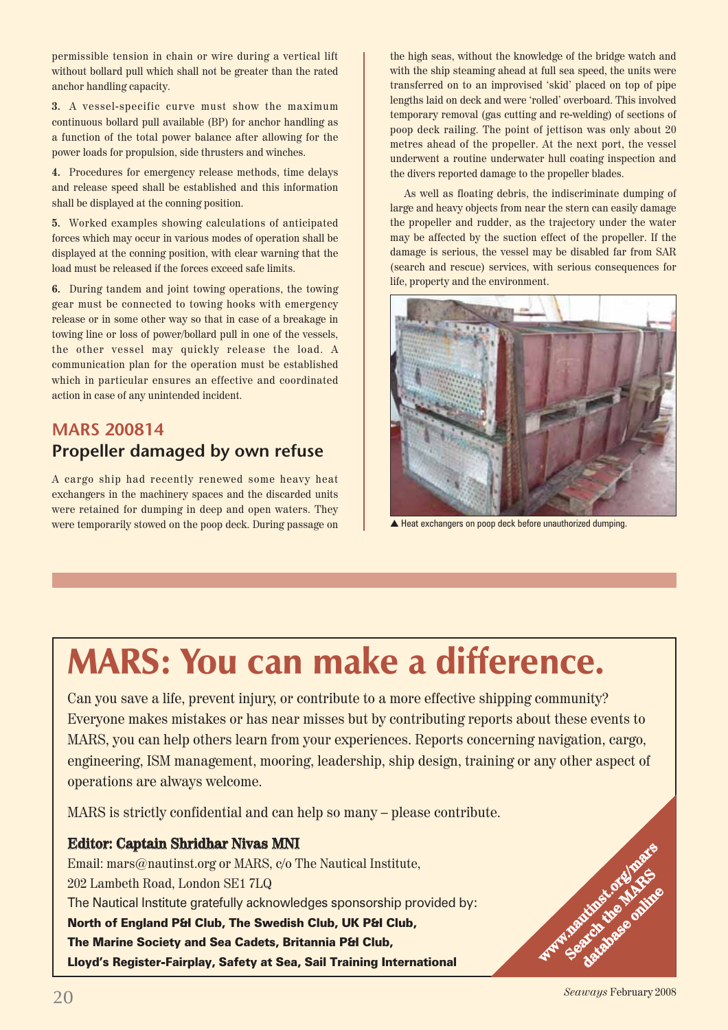permissible tension in chain or wire during a vertical lift without bollard pull which shall not be greater than the rated anchor handling capacity.

**3.** A vessel-specific curve must show the maximum continuous bollard pull available (BP) for anchor handling as a function of the total power balance after allowing for the power loads for propulsion, side thrusters and winches.

**4.** Procedures for emergency release methods, time delays and release speed shall be established and this information shall be displayed at the conning position.

**5.** Worked examples showing calculations of anticipated forces which may occur in various modes of operation shall be displayed at the conning position, with clear warning that the load must be released if the forces exceed safe limits.

**6.** During tandem and joint towing operations, the towing gear must be connected to towing hooks with emergency release or in some other way so that in case of a breakage in towing line or loss of power/bollard pull in one of the vessels, the other vessel may quickly release the load. A communication plan for the operation must be established which in particular ensures an effective and coordinated action in case of any unintended incident.

## MARS 200814

### Propeller damaged by own refuse

A cargo ship had recently renewed some heavy heat exchangers in the machinery spaces and the discarded units were retained for dumping in deep and open waters. They were temporarily stowed on the poop deck. During passage on the high seas, without the knowledge of the bridge watch and with the ship steaming ahead at full sea speed, the units were transferred on to an improvised 'skid' placed on top of pipe lengths laid on deck and were 'rolled' overboard. This involved temporary removal (gas cutting and re-welding) of sections of poop deck railing. The point of jettison was only about 20 metres ahead of the propeller. At the next port, the vessel underwent a routine underwater hull coating inspection and the divers reported damage to the propeller blades.

As well as floating debris, the indiscriminate dumping of large and heavy objects from near the stern can easily damage the propeller and rudder, as the trajectory under the water may be affected by the suction effect of the propeller. If the damage is serious, the vessel may be disabled far from SAR (search and rescue) services, with serious consequences for life, property and the environment.

▲ Heat exchangers on poop deck before unauthorized dumping.

# MARS: You can make a difference.

Can you save a life, prevent injury, or contribute to a more effective shipping community? Everyone makes mistakes or has near misses but by contributing reports about these events to MARS, you can help others learn from your experiences. Reports concerning navigation, cargo, engineering, ISM management, mooring, leadership, ship design, training or any other aspect of operations are always welcome.

MARS is strictly confidential and can help so many – please contribute.

**Editor: Captain Shridhar Nivas MNI**

Email: mars@nautinst.org or MARS, c/o The Nautical Institute,
202 Lambeth Road, London SE1 7LQ

The Nautical Institute gratefully acknowledges sponsorship provided by:

**North of England P&I Club, The Swedish Club, UK P&I Club, The Marine Society and Sea Cadets, Britannia P&I Club, Lloyd's Register-Fairplay, Safety at Sea, Sail Training International**

**www.nautinst.org/mars Search the MARS database online**